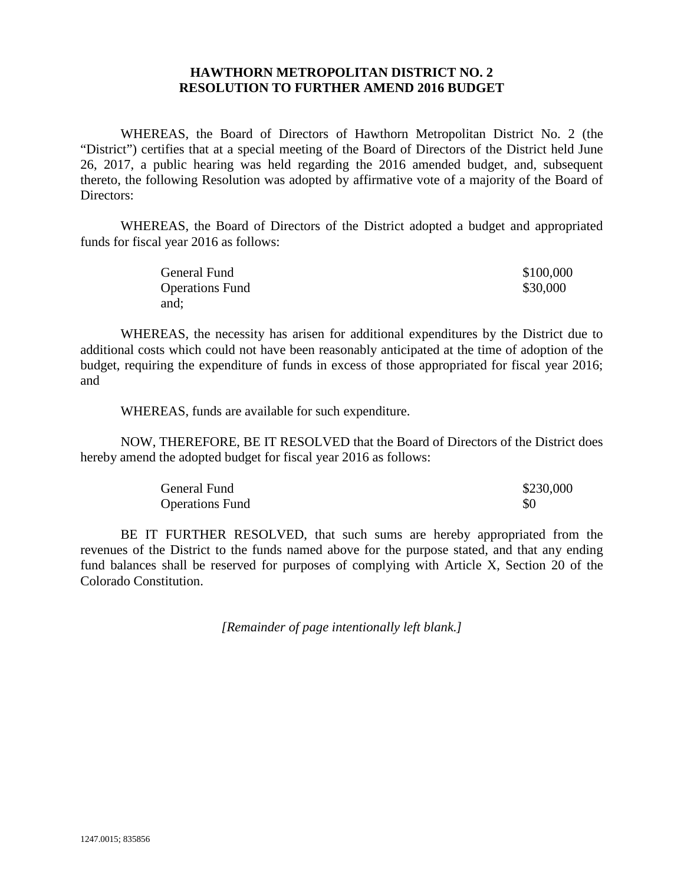**HAWTHORN METROPOLITAN DISTRICT NO. 2**
**RESOLUTION TO FURTHER AMEND 2016 BUDGET**

WHEREAS, the Board of Directors of Hawthorn Metropolitan District No. 2 (the "District") certifies that at a special meeting of the Board of Directors of the District held June 26, 2017, a public hearing was held regarding the 2016 amended budget, and, subsequent thereto, the following Resolution was adopted by affirmative vote of a majority of the Board of Directors:

WHEREAS, the Board of Directors of the District adopted a budget and appropriated funds for fiscal year 2016 as follows:

| | |
|---|---|
| General Fund | $100,000 |
| Operations Fund | $30,000 |

and;

WHEREAS, the necessity has arisen for additional expenditures by the District due to additional costs which could not have been reasonably anticipated at the time of adoption of the budget, requiring the expenditure of funds in excess of those appropriated for fiscal year 2016; and

WHEREAS, funds are available for such expenditure.

NOW, THEREFORE, BE IT RESOLVED that the Board of Directors of the District does hereby amend the adopted budget for fiscal year 2016 as follows:

| | |
|---|---|
| General Fund | $230,000 |
| Operations Fund | $0 |

BE IT FURTHER RESOLVED, that such sums are hereby appropriated from the revenues of the District to the funds named above for the purpose stated, and that any ending fund balances shall be reserved for purposes of complying with Article X, Section 20 of the Colorado Constitution.

*[Remainder of page intentionally left blank.]*

1247.0015; 835856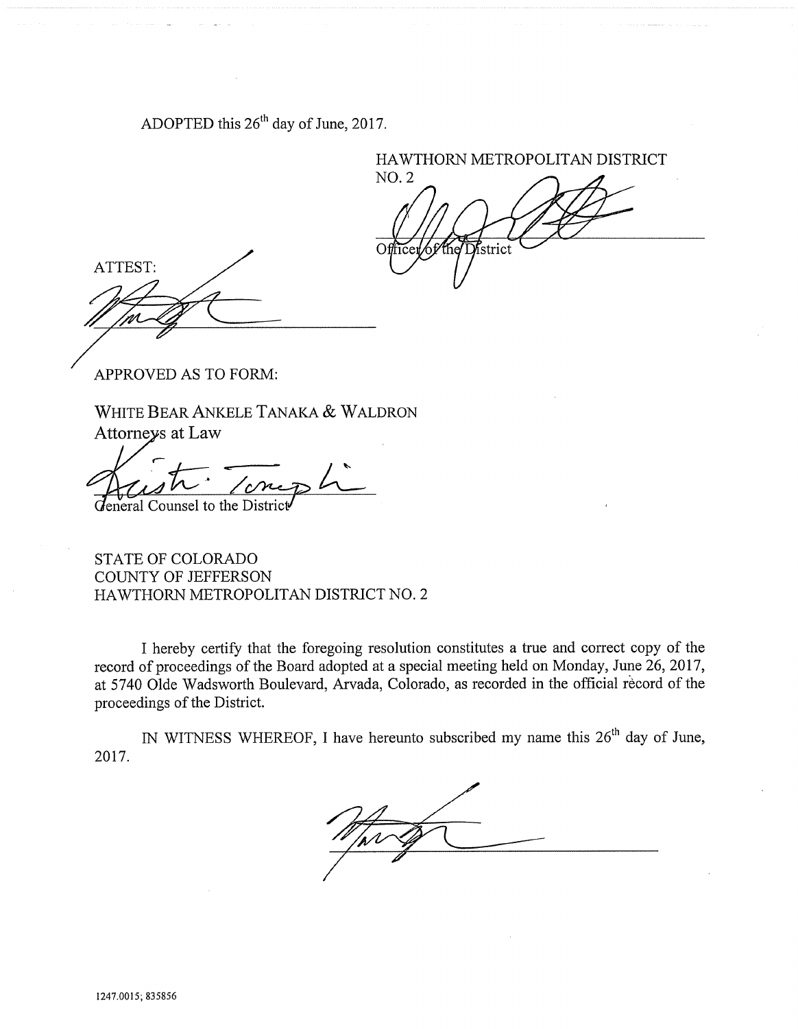ADOPTED this 26th day of June, 2017.

HAWTHORN METROPOLITAN DISTRICT NO. 2

Officer of the District

ATTEST:

APPROVED AS TO FORM:

WHITE BEAR ANKELE TANAKA & WALDRON
Attorneys at Law

General Counsel to the District

STATE OF COLORADO
COUNTY OF JEFFERSON
HAWTHORN METROPOLITAN DISTRICT NO. 2

I hereby certify that the foregoing resolution constitutes a true and correct copy of the record of proceedings of the Board adopted at a special meeting held on Monday, June 26, 2017, at 5740 Olde Wadsworth Boulevard, Arvada, Colorado, as recorded in the official record of the proceedings of the District.

IN WITNESS WHEREOF, I have hereunto subscribed my name this 26th day of June, 2017.

1247.0015; 835856